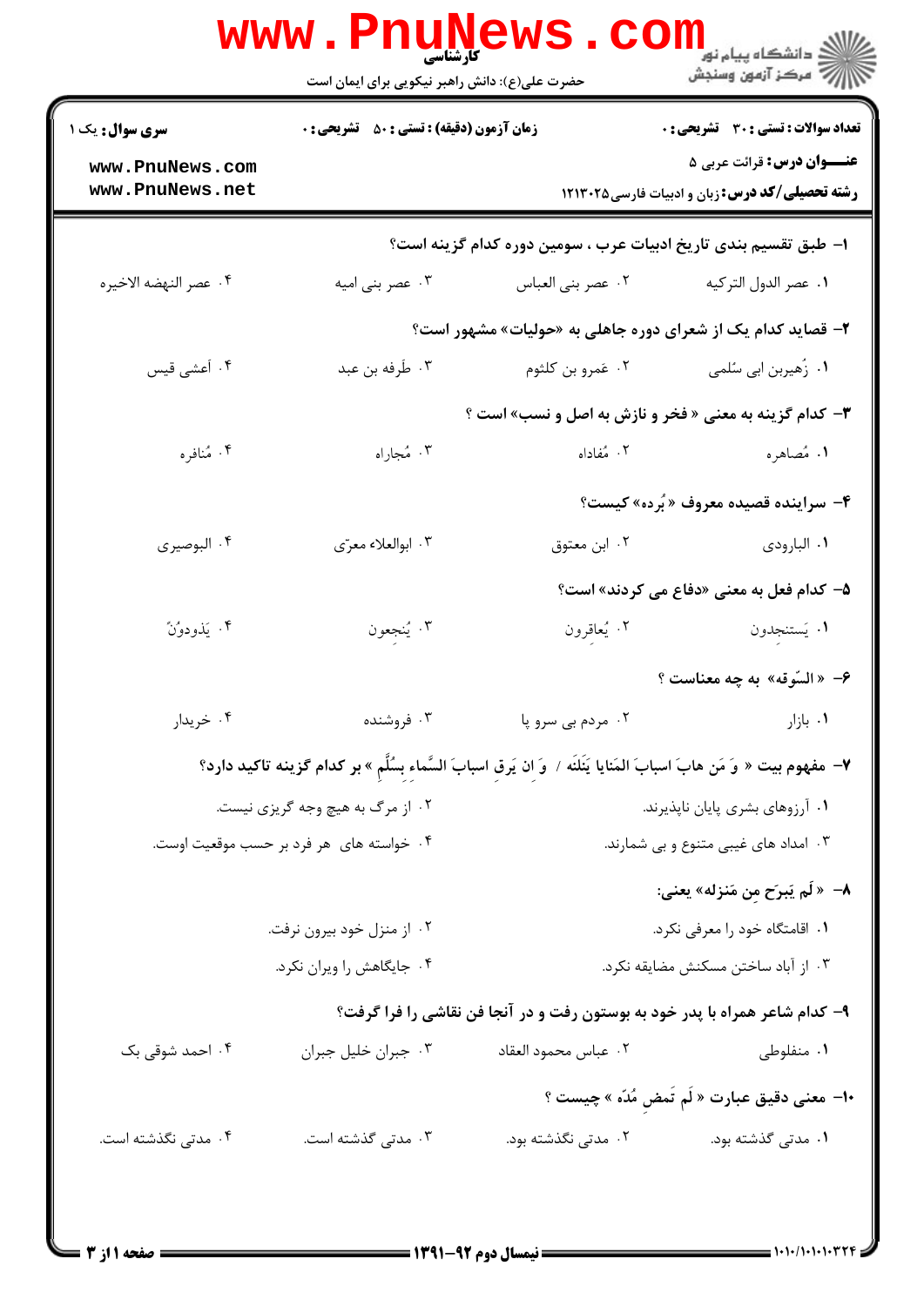کارشناسی

حضرت علی(ع): دانش راهبر نیکویی برای ایمان است

دانشگاه پیام نور
مرکز آزمون وسنجش

**سری سوال:** یک ۱ | **زمان آزمون (دقیقه) : تستی : ۵۰ تشریحی : ۰** | **تعداد سوالات : تستی : ۳۰ تشریحی : ۰**

**عنــــوان درس:** قرائت عربی ۵

**رشته تحصیلی/کد درس:** زبان و ادبیات فارسی ۱۲۱۳۰۲۵

**۱- طبق تقسیم بندی تاریخ ادبیات عرب ، سومین دوره کدام گزینه است؟**

۱. عصر الدول الترکیه
۲. عصر بنی العباس
۳. عصر بنی امیه
۴. عصر النهضه الاخیره

**۲- قصاید کدام یک از شعرای دوره جاهلی به «حولیات» مشهور است؟**

۱. زُهیربن ابی سُلمی
۲. عَمرو بن کلثوم
۳. طَرفه بن عبد
۴. أعشی قیس

**۳- کدام گزینه به معنی « فخر و نازش به اصل و نسب» است ؟**

۱. مُصاهره
۲. مُفاداه
۳. مُجاراه
۴. مُنافره

**۴- سراینده قصیده معروف « بُرده» کیست؟**

۱. البارودی
۲. ابن معتوق
۳. ابوالعلاء معرّی
۴. البوصیری

**۵- کدام فعل به معنی «دفاع می کردند» است؟**

۱. یَستنجِدون
۲. یُعاقِرون
۳. یُنجِعون
۴. یَذودونَ

**۶- « السّوقه» به چه معناست ؟**

۱. بازار
۲. مردم بی سرو پا
۳. فروشنده
۴. خریدار

**۷- مفهوم بیت « وَ مَن هابَ اسبابَ المَنایا یَنَلنَه / وَ ان یَرقِ اسبابَ السَّماءِ بِسُلَّمِ » بر کدام گزینه تاکید دارد؟**

۱. آرزوهای بشری پایان ناپذیرند.
۲. از مرگ به هیچ وجه گریزی نیست.
۳. امداد های غیبی متنوع و بی شمارند.
۴. خواسته های هر فرد بر حسب موقعیت اوست.

**۸- « لَم یَبرَح مِن مَنزله» یعنی:**

۱. اقامتگاه خود را معرفی نکرد.
۲. از منزل خود بیرون نرفت.
۳. از آباد ساختن مسکنش مضایقه نکرد.
۴. جایگاهش را ویران نکرد.

**۹- کدام شاعر همراه با پدر خود به بوستون رفت و در آنجا فن نقاشی را فرا گرفت؟**

۱. منفلوطی
۲. عباس محمود العقاد
۳. جبران خلیل جبران
۴. احمد شوقی بک

**۱۰- معنی دقیق عبارت « لَم تَمضِ مُدّه » چیست ؟**

۱. مدتی گذشته بود.
۲. مدتی نگذشته بود.
۳. مدتی گذشته است.
۴. مدتی نگذشته است.

نیمسال دوم ۹۲-۱۳۹۱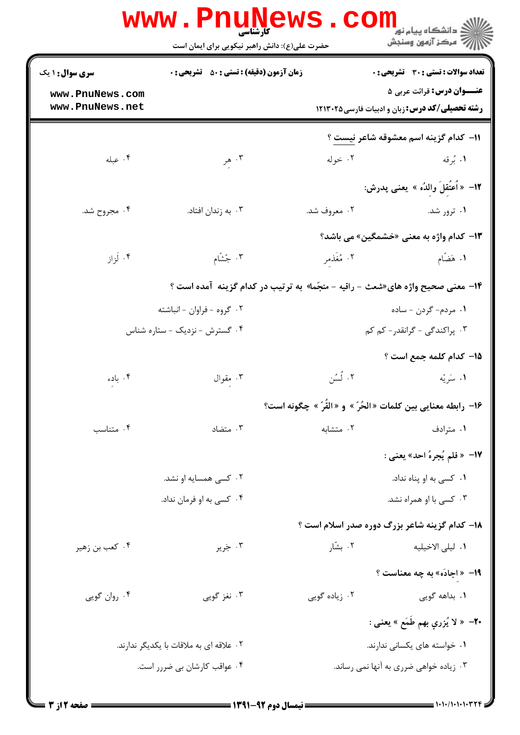**سری سؤال:** ۱ یک

**زمان آزمون (دقیقه) : تستی : ۵۰ تشریحی : ۰**

**تعداد سوالات : تستی : ۳۰ تشریحی : ۰**

**عنـــوان درس:** قرائت عربی ۵

**رشته تحصیلی/کد درس:** زبان و ادبیات فارسی۱۲۱۳۰۲۵

**۱۱- کدام گزینه اسم معشوقه شاعر نیست ؟**

۱. بُرقه
۲. خوله
۳. هر
۴. عبله

**۱۲- « اُعتُقِلَ والدُه » یعنی پدرش:**

۱. ترور شد.
۲. معروف شد.
۳. به زندان افتاد.
۴. مجروح شد.

**۱۳- کدام واژه به معنی «خشمگین» می باشد؟**

۱. هَضّام
۲. مُغَذمِر
۳. جَشّام
۴. لَزاز

**۱۴- معنی صحیح واژه های«شعث - راقیه - منجّمه» به ترتیب در کدام گزینه آمده است ؟**

۱. مردم- گردن - ساده
۲. گروه - فراوان - انباشته
۳. پراکندگی - گرانقدر- کم کم
۴. گسترش - نزدیک - ستاره شناس

**۱۵- کدام کلمه جمع است ؟**

۱. سَرِیّه
۲. لُسُن
۳. مِقوال
۴. بادِء

**۱۶- رابطه معنایی بین کلمات « الحُرّ » و « القُرّ » چگونه است؟**

۱. مترادف
۲. متشابه
۳. متضاد
۴. متناسب

**۱۷- « فلم یُجرهُ احد» یعنی :**

۱. کسی به او پناه نداد.
۲. کسی همسایه او نشد.
۳. کسی با او همراه نشد.
۴. کسی به او فرمان نداد.

**۱۸- کدام گزینه شاعر بزرگ دوره صدر اسلام است ؟**

۱. لیلی الاخیلیه
۲. بشّار
۳. جَریر
۴. کعب بن زهیر

**۱۹- « اِجادَه» به چه معناست ؟**

۱. بداهه گویی
۲. زیاده گویی
۳. نغز گویی
۴. روان گویی

**۲۰- « لا یُزری بهم طَمَع » یعنی :**

۱. خواسته های یکسانی ندارند.
۲. علاقه ای به ملاقات با یکدیگر ندارند.
۳. زیاده خواهی ضرری به آنها نمی رساند.
۴. عواقب کارشان بی ضرر است.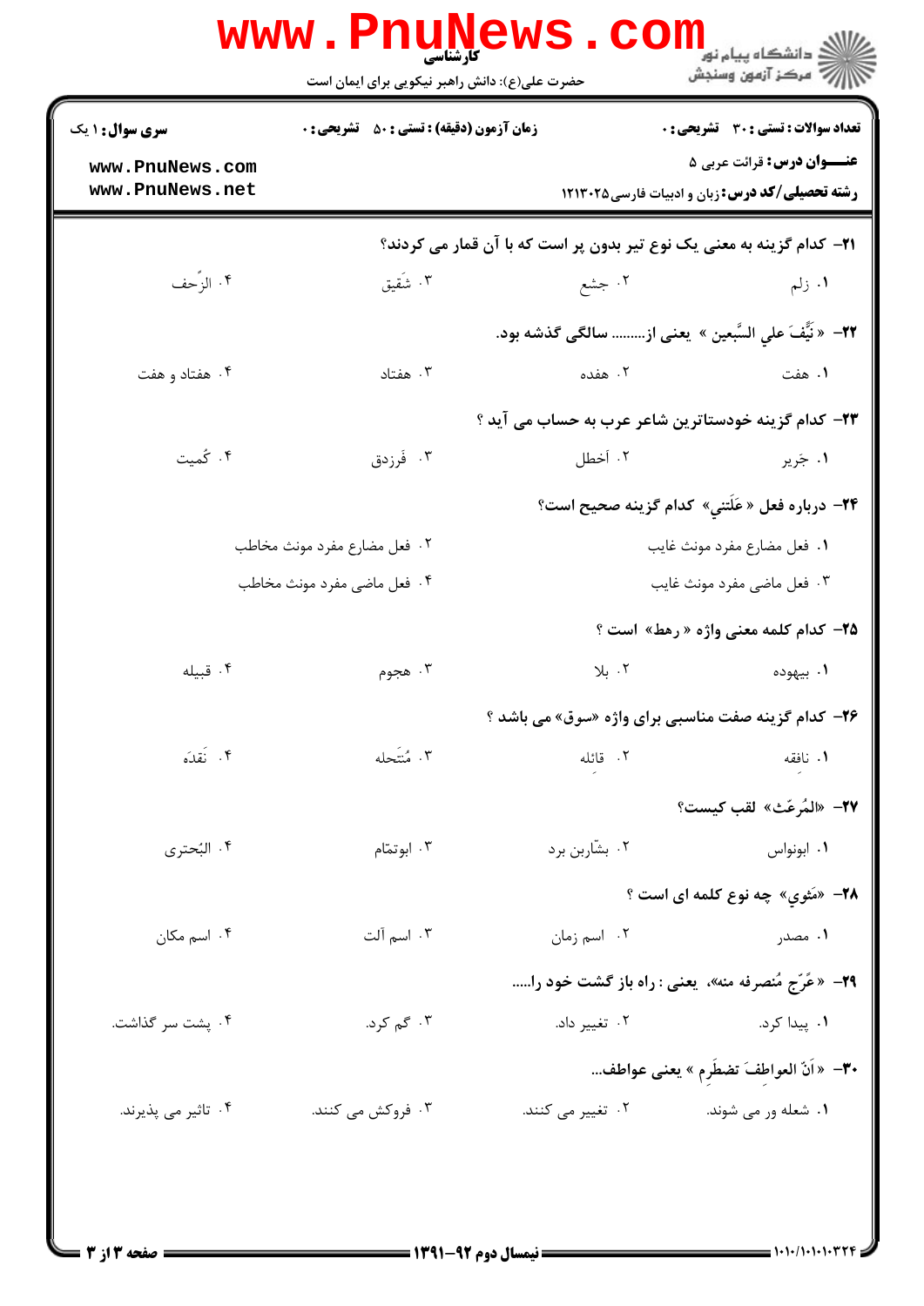۲۱- کدام گزینه به معنی یک نوع تیر بدون پر است که با آن قمار می کردند؟

۱. زلم

۲. جشع

۳. شَقیق

۴. الزَّحف

۲۲- «نَیَّفَ علی السَّبعین » یعنی از......... سالگی گذشته بود.

۱. هفت

۲. هفده

۳. هفتاد

۴. هفتاد و هفت

۲۳- کدام گزینه خودستاترین شاعر عرب به حساب می آید ؟

۱. جَریر

۲. أخطل

۳. فَرزدق

۴. کُمیت

۲۴- درباره فعل « عَلَتنی» کدام گزینه صحیح است؟

۱. فعل مضارع مفرد مونث غایب

۲. فعل مضارع مفرد مونث مخاطب

۳. فعل ماضی مفرد مونث غایب

۴. فعل ماضی مفرد مونث مخاطب

۲۵- کدام کلمه معنی واژه « رهط» است ؟

۱. بیهوده

۲. بلا

۳. هجوم

۴. قبیله

۲۶- کدام گزینه صفت مناسبی برای واژه «سوق» می باشد ؟

۱. نافقه

۲. قائله

۳. مُنتَحله

۴. نَقَدَه

۲۷- «المُرعَّث» لقب کیست؟

۱. ابونواس

۲. بشّاربن برد

۳. ابوتمّام

۴. البُحتری

۲۸- «مَثوی» چه نوع کلمه ای است ؟

۱. مصدر

۲. اسم زمان

۳. اسم آلت

۴. اسم مکان

۲۹- «عَرّج مُنصرفه منه»، یعنی : راه باز گشت خود را.....

۱. پیدا کرد.

۲. تغییر داد.

۳. گم کرد.

۴. پشت سر گذاشت.

۳۰- «اَنّ العواطِفَ تضطَرِم » یعنی عواطف...

۱. شعله ور می شوند.

۲. تغییر می کنند.

۳. فروکش می کنند.

۴. تاثیر می پذیرند.